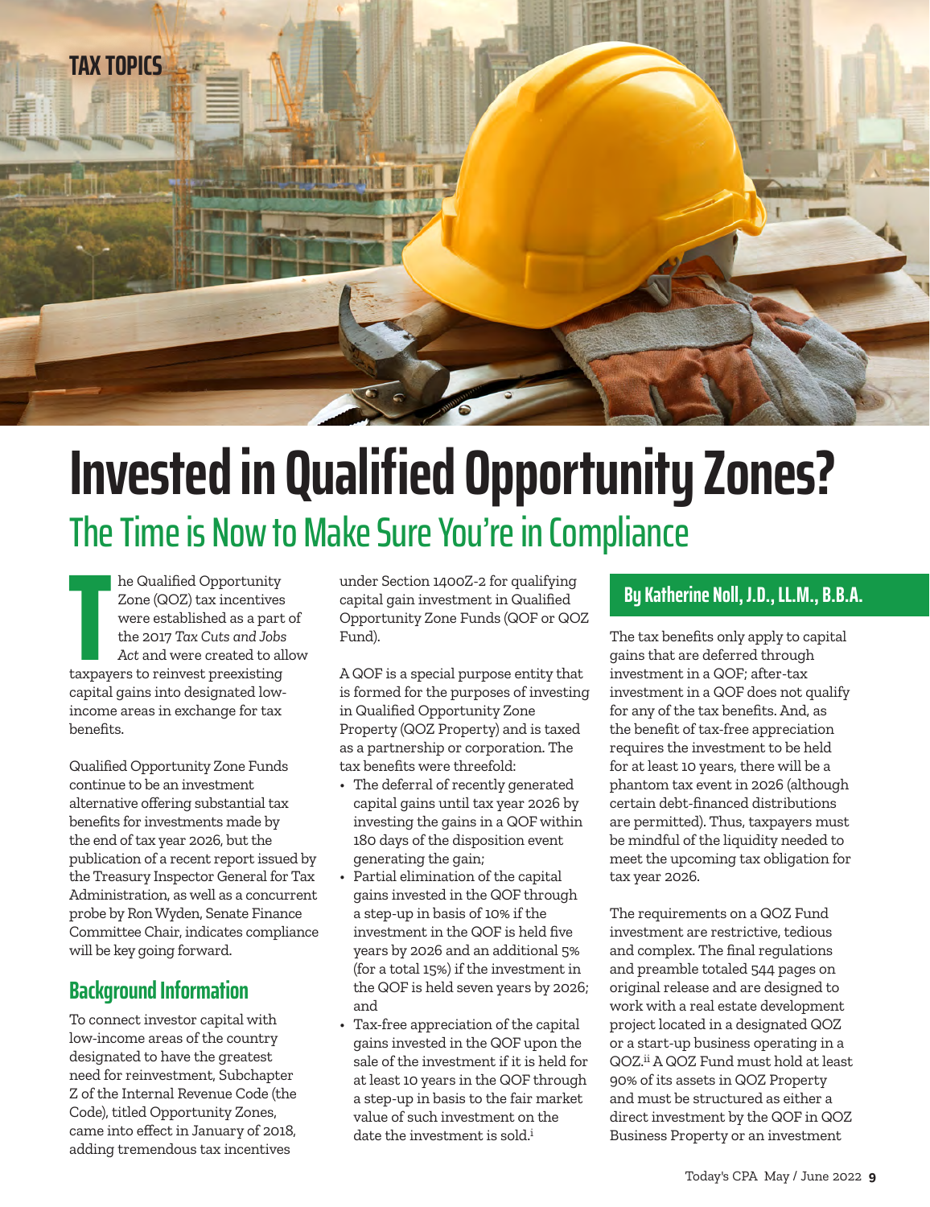TAX TOPICS

# Invested in Qualified Opportunity Zones?

## The Time is Now to Make Sure You're in Compliance

**By Katherine Noll, J.D., LL.M., B.B.A.**

The Qualified Opportunity Zone (QOZ) tax incentives were established as a part of the 2017 *Tax Cuts and Jobs Act* and were created to allow taxpayers to reinvest preexisting capital gains into designated low-income areas in exchange for tax benefits.

Qualified Opportunity Zone Funds continue to be an investment alternative offering substantial tax benefits for investments made by the end of tax year 2026, but the publication of a recent report issued by the Treasury Inspector General for Tax Administration, as well as a concurrent probe by Ron Wyden, Senate Finance Committee Chair, indicates compliance will be key going forward.

### Background Information

To connect investor capital with low-income areas of the country designated to have the greatest need for reinvestment, Subchapter Z of the Internal Revenue Code (the Code), titled Opportunity Zones, came into effect in January of 2018, adding tremendous tax incentives under Section 1400Z-2 for qualifying capital gain investment in Qualified Opportunity Zone Funds (QOF or QOZ Fund).

A QOF is a special purpose entity that is formed for the purposes of investing in Qualified Opportunity Zone Property (QOZ Property) and is taxed as a partnership or corporation. The tax benefits were threefold:

- The deferral of recently generated capital gains until tax year 2026 by investing the gains in a QOF within 180 days of the disposition event generating the gain;
- Partial elimination of the capital gains invested in the QOF through a step-up in basis of 10% if the investment in the QOF is held five years by 2026 and an additional 5% (for a total 15%) if the investment in the QOF is held seven years by 2026; and
- Tax-free appreciation of the capital gains invested in the QOF upon the sale of the investment if it is held for at least 10 years in the QOF through a step-up in basis to the fair market value of such investment on the date the investment is sold.[i]

The tax benefits only apply to capital gains that are deferred through investment in a QOF; after-tax investment in a QOF does not qualify for any of the tax benefits. And, as the benefit of tax-free appreciation requires the investment to be held for at least 10 years, there will be a phantom tax event in 2026 (although certain debt-financed distributions are permitted). Thus, taxpayers must be mindful of the liquidity needed to meet the upcoming tax obligation for tax year 2026.

The requirements on a QOZ Fund investment are restrictive, tedious and complex. The final regulations and preamble totaled 544 pages on original release and are designed to work with a real estate development project located in a designated QOZ or a start-up business operating in a QOZ.[ii] A QOZ Fund must hold at least 90% of its assets in QOZ Property and must be structured as either a direct investment by the QOF in QOZ Business Property or an investment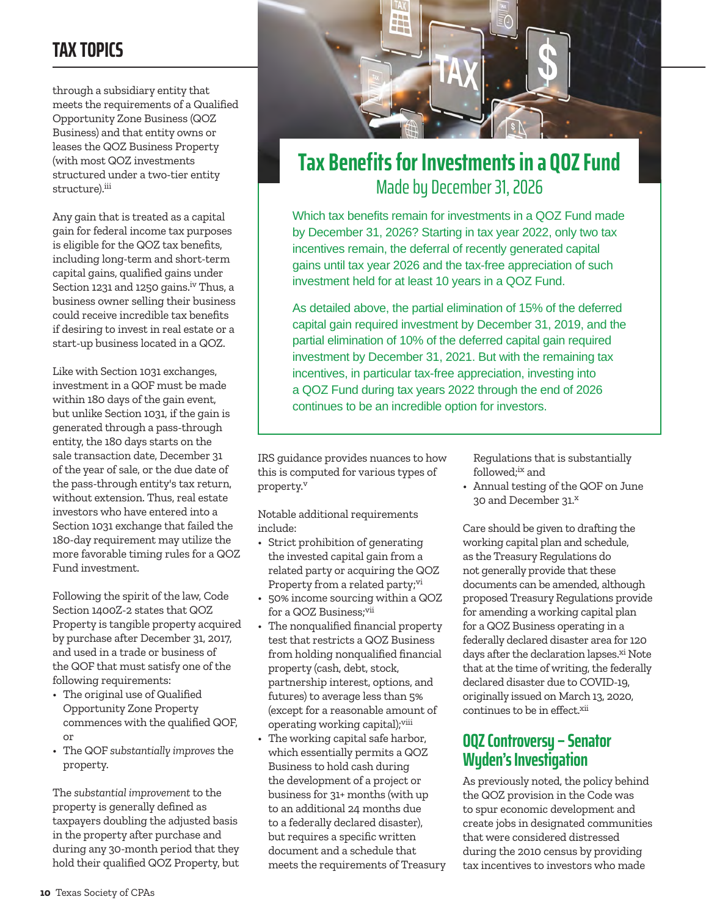through a subsidiary entity that meets the requirements of a Qualified Opportunity Zone Business (QOZ Business) and that entity owns or leases the QOZ Business Property (with most QOZ investments structured under a two-tier entity structure).[iii]

Any gain that is treated as a capital gain for federal income tax purposes is eligible for the QOZ tax benefits, including long-term and short-term capital gains, qualified gains under Section 1231 and 1250 gains.[iv] Thus, a business owner selling their business could receive incredible tax benefits if desiring to invest in real estate or a start-up business located in a QOZ.

Like with Section 1031 exchanges, investment in a QOF must be made within 180 days of the gain event, but unlike Section 1031, if the gain is generated through a pass-through entity, the 180 days starts on the sale transaction date, December 31 of the year of sale, or the due date of the pass-through entity's tax return, without extension. Thus, real estate investors who have entered into a Section 1031 exchange that failed the 180-day requirement may utilize the more favorable timing rules for a QOZ Fund investment.

Following the spirit of the law, Code Section 1400Z-2 states that QOZ Property is tangible property acquired by purchase after December 31, 2017, and used in a trade or business of the QOF that must satisfy one of the following requirements:

- The original use of Qualified Opportunity Zone Property commences with the qualified QOF, or
- The QOF *substantially improves* the property.

The *substantial improvement* to the property is generally defined as taxpayers doubling the adjusted basis in the property after purchase and during any 30-month period that they hold their qualified QOZ Property, but IRS guidance provides nuances to how this is computed for various types of property.[v]

Notable additional requirements include:

- Strict prohibition of generating the invested capital gain from a related party or acquiring the QOZ Property from a related party;[vi]
- 50% income sourcing within a QOZ for a QOZ Business;[vii]
- The nonqualified financial property test that restricts a QOZ Business from holding nonqualified financial property (cash, debt, stock, partnership interest, options, and futures) to average less than 5% (except for a reasonable amount of operating working capital);[viii]
- The working capital safe harbor, which essentially permits a QOZ Business to hold cash during the development of a project or business for 31+ months (with up to an additional 24 months due to a federally declared disaster), but requires a specific written document and a schedule that meets the requirements of Treasury Regulations that is substantially followed;[ix] and
- Annual testing of the QOF on June 30 and December 31.[x]

Care should be given to drafting the working capital plan and schedule, as the Treasury Regulations do not generally provide that these documents can be amended, although proposed Treasury Regulations provide for amending a working capital plan for a QOZ Business operating in a federally declared disaster area for 120 days after the declaration lapses.[xi] Note that at the time of writing, the federally declared disaster due to COVID-19, originally issued on March 13, 2020, continues to be in effect.[xii]

## Tax Benefits for Investments in a QOZ Fund Made by December 31, 2026

Which tax benefits remain for investments in a QOZ Fund made by December 31, 2026? Starting in tax year 2022, only two tax incentives remain, the deferral of recently generated capital gains until tax year 2026 and the tax-free appreciation of such investment held for at least 10 years in a QOZ Fund.

As detailed above, the partial elimination of 15% of the deferred capital gain required investment by December 31, 2019, and the partial elimination of 10% of the deferred capital gain required investment by December 31, 2021. But with the remaining tax incentives, in particular tax-free appreciation, investing into a QOZ Fund during tax years 2022 through the end of 2026 continues to be an incredible option for investors.

## QOZ Controversy – Senator Wyden's Investigation

As previously noted, the policy behind the QOZ provision in the Code was to spur economic development and create jobs in designated communities that were considered distressed during the 2010 census by providing tax incentives to investors who made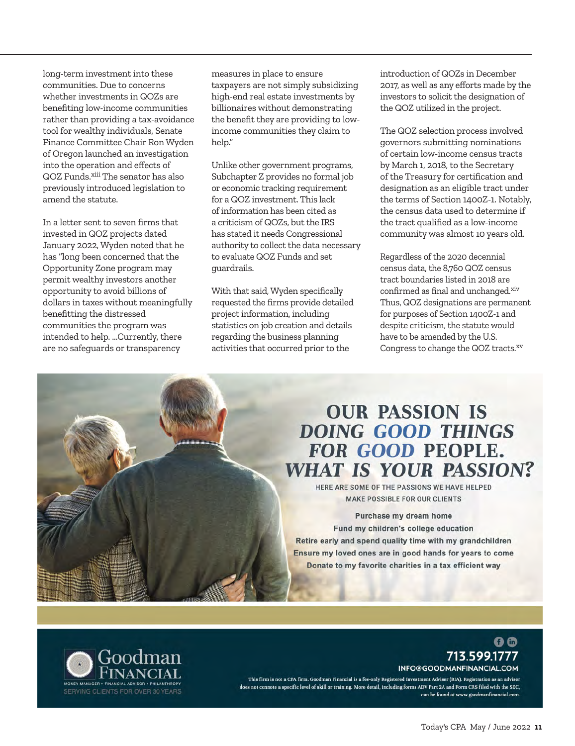long-term investment into these communities. Due to concerns whether investments in QOZs are benefiting low-income communities rather than providing a tax-avoidance tool for wealthy individuals, Senate Finance Committee Chair Ron Wyden of Oregon launched an investigation into the operation and effects of QOZ Funds.[xiii] The senator has also previously introduced legislation to amend the statute.

In a letter sent to seven firms that invested in QOZ projects dated January 2022, Wyden noted that he has "long been concerned that the Opportunity Zone program may permit wealthy investors another opportunity to avoid billions of dollars in taxes without meaningfully benefitting the distressed communities the program was intended to help. ...Currently, there are no safeguards or transparency measures in place to ensure taxpayers are not simply subsidizing high-end real estate investments by billionaires without demonstrating the benefit they are providing to low-income communities they claim to help."

Unlike other government programs, Subchapter Z provides no formal job or economic tracking requirement for a QOZ investment. This lack of information has been cited as a criticism of QOZs, but the IRS has stated it needs Congressional authority to collect the data necessary to evaluate QOZ Funds and set guardrails.

With that said, Wyden specifically requested the firms provide detailed project information, including statistics on job creation and details regarding the business planning activities that occurred prior to the introduction of QOZs in December 2017, as well as any efforts made by the investors to solicit the designation of the QOZ utilized in the project.

The QOZ selection process involved governors submitting nominations of certain low-income census tracts by March 1, 2018, to the Secretary of the Treasury for certification and designation as an eligible tract under the terms of Section 1400Z-1. Notably, the census data used to determine if the tract qualified as a low-income community was almost 10 years old.

Regardless of the 2020 decennial census data, the 8,760 QOZ census tract boundaries listed in 2018 are confirmed as final and unchanged.[xiv] Thus, QOZ designations are permanent for purposes of Section 1400Z-1 and despite criticism, the statute would have to be amended by the U.S. Congress to change the QOZ tracts.[xv]

OUR PASSION IS *DOING GOOD THINGS FOR GOOD PEOPLE. WHAT IS YOUR PASSION?*

HERE ARE SOME OF THE PASSIONS WE HAVE HELPED MAKE POSSIBLE FOR OUR CLIENTS

**Purchase my dream home**
**Fund my children's college education**
**Retire early and spend quality time with my grandchildren**
**Ensure my loved ones are in good hands for years to come**
**Donate to my favorite charities in a tax efficient way**

Goodman Financial
MONEY MANAGER • FINANCIAL ADVISOR • PHILANTHROPY
SERVING CLIENTS FOR OVER 30 YEARS

**713.599.1777**
**INFO@GOODMANFINANCIAL.COM**

This firm is not a CPA firm. Goodman Financial is a fee-only Registered Investment Adviser (RIA). Registration as an adviser does not connote a specific level of skill or training. More detail, including forms ADV Part 2A and Form CRS filed with the SEC, can be found at www.goodmanfinancial.com.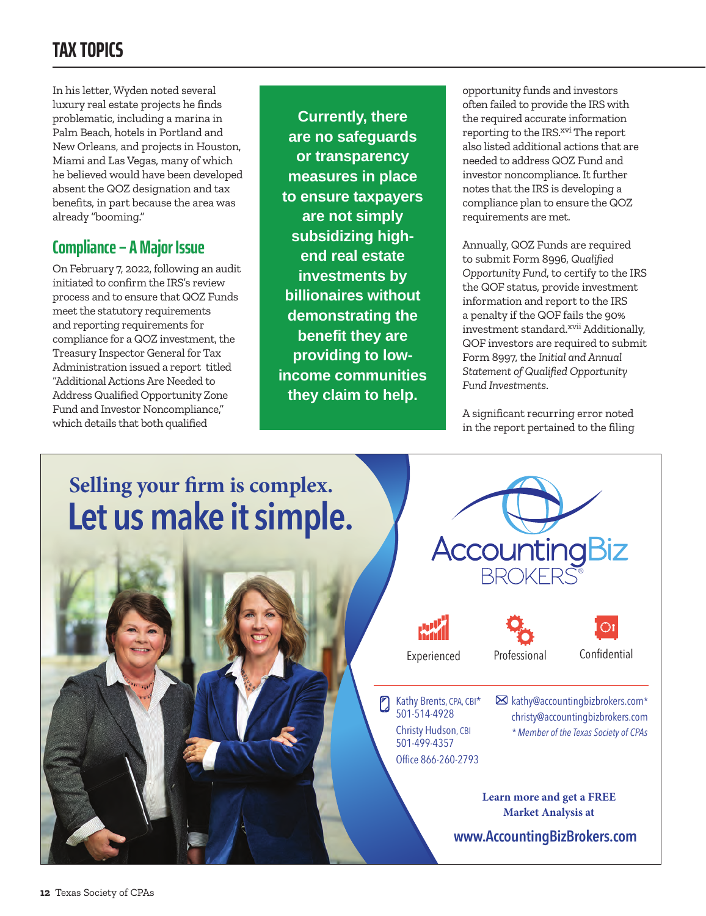In his letter, Wyden noted several luxury real estate projects he finds problematic, including a marina in Palm Beach, hotels in Portland and New Orleans, and projects in Houston, Miami and Las Vegas, many of which he believed would have been developed absent the QOZ designation and tax benefits, in part because the area was already "booming."

## Compliance – A Major Issue

On February 7, 2022, following an audit initiated to confirm the IRS's review process and to ensure that QOZ Funds meet the statutory requirements and reporting requirements for compliance for a QOZ investment, the Treasury Inspector General for Tax Administration issued a report titled "Additional Actions Are Needed to Address Qualified Opportunity Zone Fund and Investor Noncompliance," which details that both qualified opportunity funds and investors often failed to provide the IRS with the required accurate information reporting to the IRS.[xvi] The report also listed additional actions that are needed to address QOZ Fund and investor noncompliance. It further notes that the IRS is developing a compliance plan to ensure the QOZ requirements are met.

**Currently, there are no safeguards or transparency measures in place to ensure taxpayers are not simply subsidizing high-end real estate investments by billionaires without demonstrating the benefit they are providing to low-income communities they claim to help.**

Annually, QOZ Funds are required to submit Form 8996, *Qualified Opportunity Fund*, to certify to the IRS the QOF status, provide investment information and report to the IRS a penalty if the QOF fails the 90% investment standard.[xvii] Additionally, QOF investors are required to submit Form 8997, the *Initial and Annual Statement of Qualified Opportunity Fund Investments*.

A significant recurring error noted in the report pertained to the filing

**Selling your firm is complex.**
**Let us make it simple.**

AccountingBiz BROKERS®

Experienced | Professional | Confidential

Kathy Brents, CPA, CBI*
501-514-4928

Christy Hudson, CBI
501-499-4357

Office 866-260-2793

kathy@accountingbizbrokers.com*
christy@accountingbizbrokers.com
*\* Member of the Texas Society of CPAs*

**Learn more and get a FREE Market Analysis at**

**www.AccountingBizBrokers.com**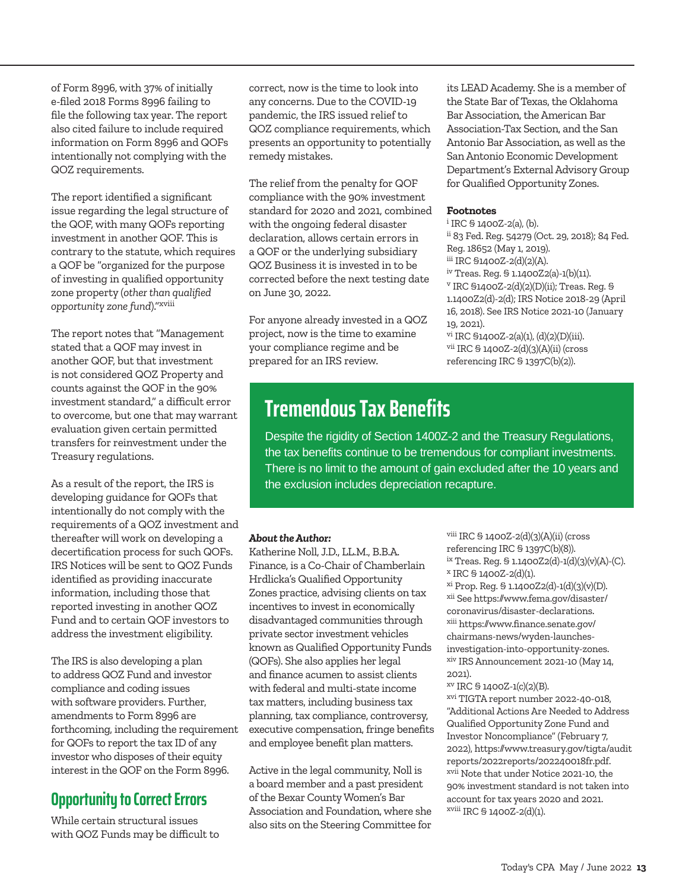of Form 8996, with 37% of initially e-filed 2018 Forms 8996 failing to file the following tax year. The report also cited failure to include required information on Form 8996 and QOFs intentionally not complying with the QOZ requirements.

The report identified a significant issue regarding the legal structure of the QOF, with many QOFs reporting investment in another QOF. This is contrary to the statute, which requires a QOF be "organized for the purpose of investing in qualified opportunity zone property (*other than qualified opportunity zone fund*)."[xviii]

The report notes that "Management stated that a QOF may invest in another QOF, but that investment is not considered QOZ Property and counts against the QOF in the 90% investment standard," a difficult error to overcome, but one that may warrant evaluation given certain permitted transfers for reinvestment under the Treasury regulations.

As a result of the report, the IRS is developing guidance for QOFs that intentionally do not comply with the requirements of a QOZ investment and thereafter will work on developing a decertification process for such QOFs. IRS Notices will be sent to QOZ Funds identified as providing inaccurate information, including those that reported investing in another QOZ Fund and to certain QOF investors to address the investment eligibility.

The IRS is also developing a plan to address QOZ Fund and investor compliance and coding issues with software providers. Further, amendments to Form 8996 are forthcoming, including the requirement for QOFs to report the tax ID of any investor who disposes of their equity interest in the QOF on the Form 8996.

## Opportunity to Correct Errors

While certain structural issues with QOZ Funds may be difficult to correct, now is the time to look into any concerns. Due to the COVID-19 pandemic, the IRS issued relief to QOZ compliance requirements, which presents an opportunity to potentially remedy mistakes.

The relief from the penalty for QOF compliance with the 90% investment standard for 2020 and 2021, combined with the ongoing federal disaster declaration, allows certain errors in a QOF or the underlying subsidiary QOZ Business it is invested in to be corrected before the next testing date on June 30, 2022.

For anyone already invested in a QOZ project, now is the time to examine your compliance regime and be prepared for an IRS review.

## Tremendous Tax Benefits

Despite the rigidity of Section 1400Z-2 and the Treasury Regulations, the tax benefits continue to be tremendous for compliant investments. There is no limit to the amount of gain excluded after the 10 years and the exclusion includes depreciation recapture.

***About the Author:***
Katherine Noll, J.D., LL.M., B.B.A. Finance, is a Co-Chair of Chamberlain Hrdlicka's Qualified Opportunity Zones practice, advising clients on tax incentives to invest in economically disadvantaged communities through private sector investment vehicles known as Qualified Opportunity Funds (QOFs). She also applies her legal and finance acumen to assist clients with federal and multi-state income tax matters, including business tax planning, tax compliance, controversy, executive compensation, fringe benefits and employee benefit plan matters.

Active in the legal community, Noll is a board member and a past president of the Bexar County Women's Bar Association and Foundation, where she also sits on the Steering Committee for its LEAD Academy. She is a member of the State Bar of Texas, the Oklahoma Bar Association, the American Bar Association-Tax Section, and the San Antonio Bar Association, as well as the San Antonio Economic Development Department's External Advisory Group for Qualified Opportunity Zones.

**Footnotes**

[i] IRC § 1400Z-2(a), (b).
[ii] 83 Fed. Reg. 54279 (Oct. 29, 2018); 84 Fed. Reg. 18652 (May 1, 2019).
[iii] IRC §1400Z-2(d)(2)(A).
[iv] Treas. Reg. § 1.1400Z2(a)-1(b)(11).
[v] IRC §1400Z-2(d)(2)(D)(ii); Treas. Reg. § 1.1400Z2(d)-2(d); IRS Notice 2018-29 (April 16, 2018). See IRS Notice 2021-10 (January 19, 2021).
[vi] IRC §1400Z-2(a)(1), (d)(2)(D)(iii).
[vii] IRC § 1400Z-2(d)(3)(A)(ii) (cross referencing IRC § 1397C(b)(2)).
[viii] IRC § 1400Z-2(d)(3)(A)(ii) (cross referencing IRC § 1397C(b)(8)).
[ix] Treas. Reg. § 1.1400Z2(d)-1(d)(3)(v)(A)-(C).
[x] IRC § 1400Z-2(d)(1).
[xi] Prop. Reg. § 1.1400Z2(d)-1(d)(3)(v)(D).
[xii] See https://www.fema.gov/disaster/coronavirus/disaster-declarations.
[xiii] https://www.finance.senate.gov/chairmans-news/wyden-launches-investigation-into-opportunity-zones.
[xiv] IRS Announcement 2021-10 (May 14, 2021).
[xv] IRC § 1400Z-1(c)(2)(B).
[xvi] TIGTA report number 2022-40-018, "Additional Actions Are Needed to Address Qualified Opportunity Zone Fund and Investor Noncompliance" (February 7, 2022), https://www.treasury.gov/tigta/auditreports/2022reports/202240018fr.pdf.
[xvii] Note that under Notice 2021-10, the 90% investment standard is not taken into account for tax years 2020 and 2021.
[xviii] IRC § 1400Z-2(d)(1).